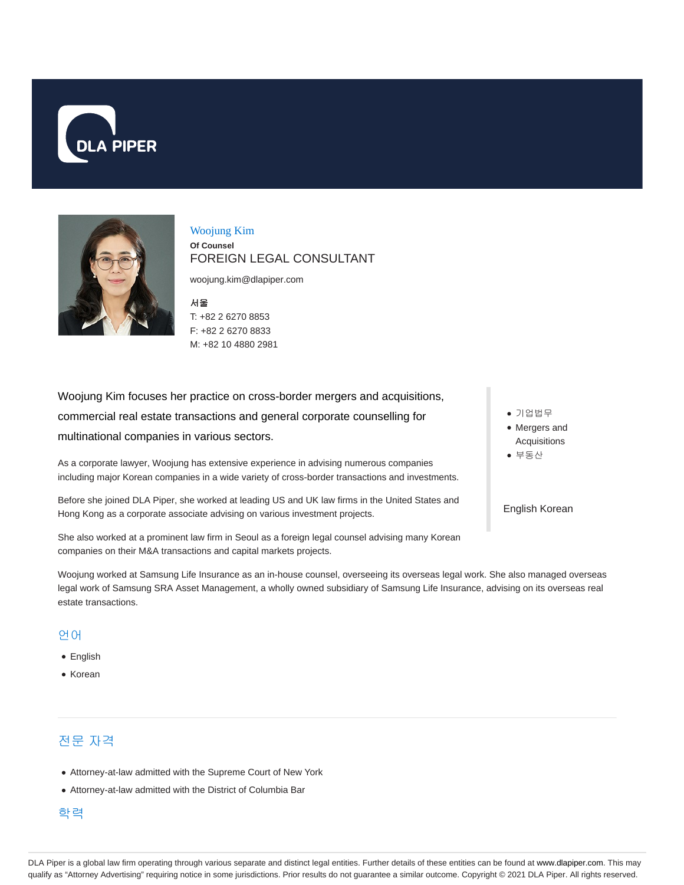# Woojung Kim

**Of Counsel**

FOREIGN LEGAL CONSULTANT

woojung.kim@dlapiper.com

서울

T: +82 2 6270 8853

F: +82 2 6270 8833

M: +82 10 4880 2981

- 기업법무
- Mergers and Acquisitions
- 부동산

English Korean

Woojung Kim focuses her practice on cross-border mergers and acquisitions, commercial real estate transactions and general corporate counselling for multinational companies in various sectors.

As a corporate lawyer, Woojung has extensive experience in advising numerous companies including major Korean companies in a wide variety of cross-border transactions and investments.

Before she joined DLA Piper, she worked at leading US and UK law firms in the United States and Hong Kong as a corporate associate advising on various investment projects.

She also worked at a prominent law firm in Seoul as a foreign legal counsel advising many Korean companies on their M&A transactions and capital markets projects.

Woojung worked at Samsung Life Insurance as an in-house counsel, overseeing its overseas legal work. She also managed overseas legal work of Samsung SRA Asset Management, a wholly owned subsidiary of Samsung Life Insurance, advising on its overseas real estate transactions.

## 언어

- English
- Korean

## 전문 자격

- Attorney-at-law admitted with the Supreme Court of New York
- Attorney-at-law admitted with the District of Columbia Bar

## 학력

DLA Piper is a global law firm operating through various separate and distinct legal entities. Further details of these entities can be found at www.dlapiper.com. This may qualify as "Attorney Advertising" requiring notice in some jurisdictions. Prior results do not guarantee a similar outcome. Copyright © 2021 DLA Piper. All rights reserved.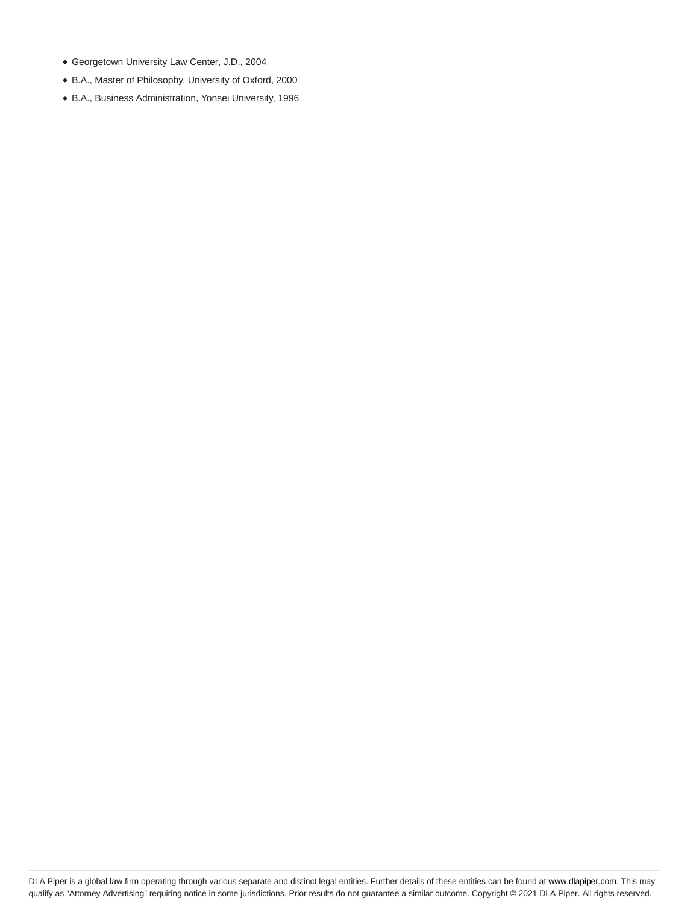- Georgetown University Law Center, J.D., 2004
- B.A., Master of Philosophy, University of Oxford, 2000
- B.A., Business Administration, Yonsei University, 1996

DLA Piper is a global law firm operating through various separate and distinct legal entities. Further details of these entities can be found at www.dlapiper.com. This may qualify as “Attorney Advertising” requiring notice in some jurisdictions. Prior results do not guarantee a similar outcome. Copyright © 2021 DLA Piper. All rights reserved.